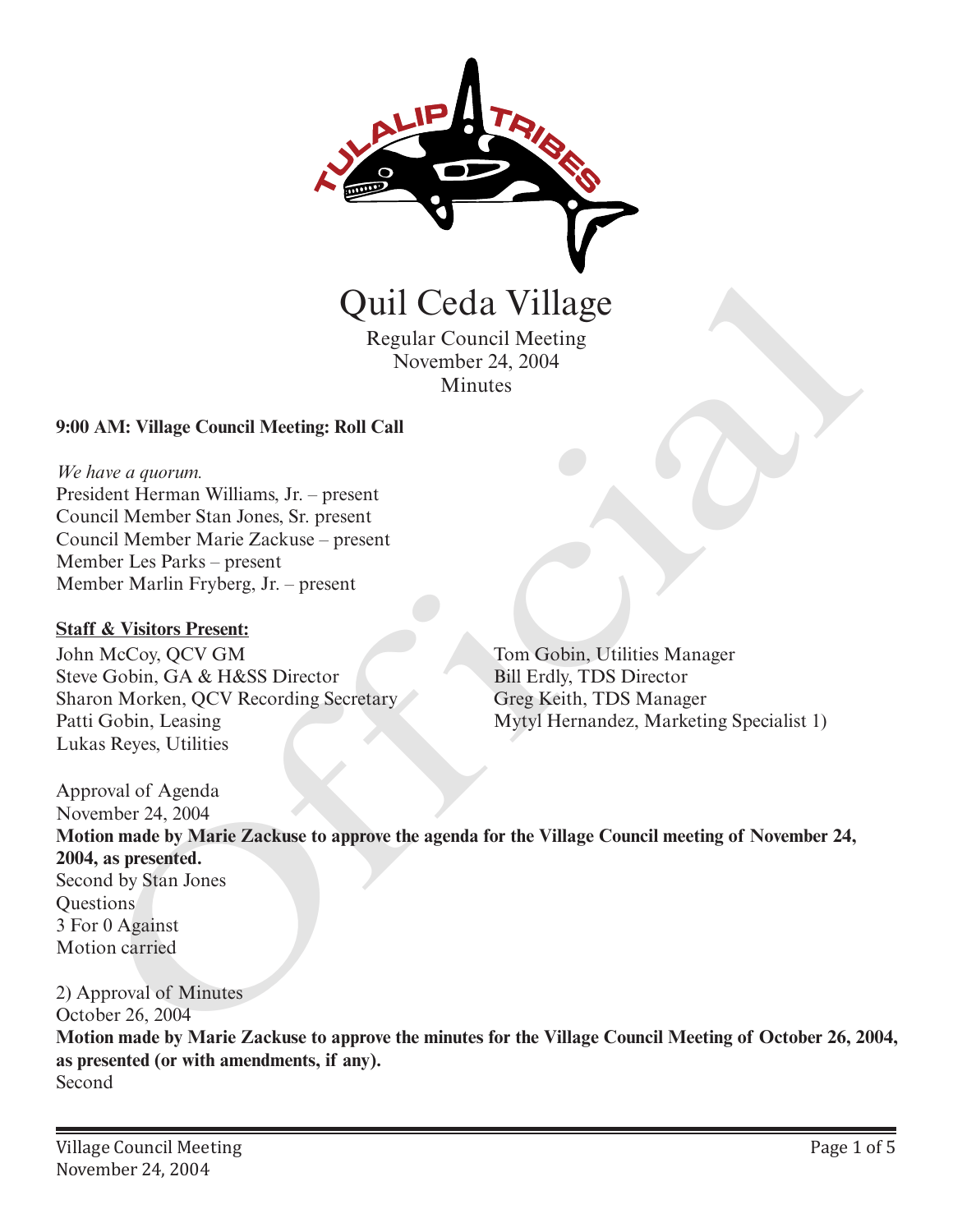# Quil Ceda Village

Regular Council Meeting
November 24, 2004
Minutes

**9:00 AM: Village Council Meeting: Roll Call**

*We have a quorum.*
President Herman Williams, Jr. – present
Council Member Stan Jones, Sr. present
Council Member Marie Zackuse – present
Member Les Parks – present
Member Marlin Fryberg, Jr. – present

**Staff & Visitors Present:**

John McCoy, QCV GM
Steve Gobin, GA & H&SS Director
Sharon Morken, QCV Recording Secretary
Patti Gobin, Leasing
Lukas Reyes, Utilities
Tom Gobin, Utilities Manager
Bill Erdly, TDS Director
Greg Keith, TDS Manager
Mytyl Hernandez, Marketing Specialist 1)

Approval of Agenda
November 24, 2004
**Motion made by Marie Zackuse to approve the agenda for the Village Council meeting of November 24, 2004, as presented.**
Second by Stan Jones
Questions
3 For 0 Against
Motion carried

2) Approval of Minutes
October 26, 2004
**Motion made by Marie Zackuse to approve the minutes for the Village Council Meeting of October 26, 2004, as presented (or with amendments, if any).**
Second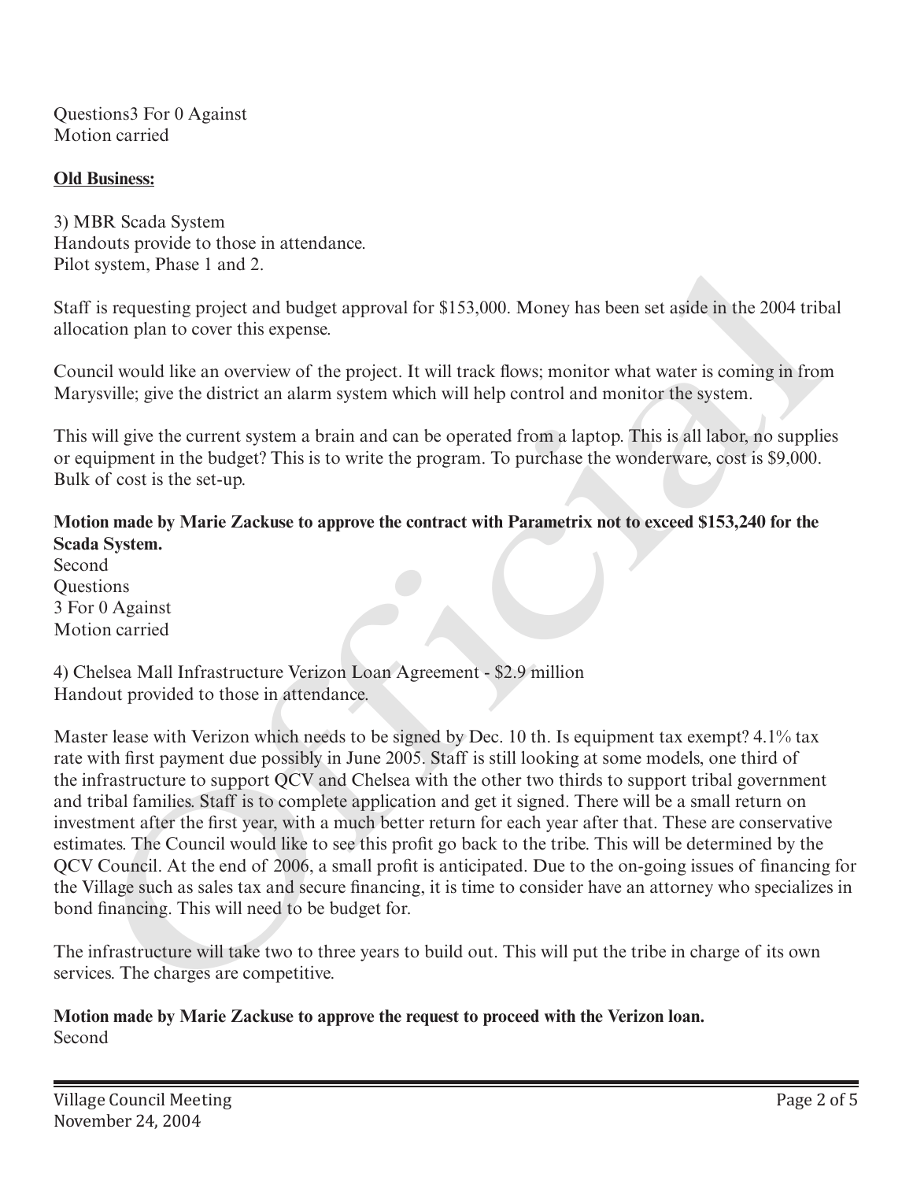Questions3 For 0 Against
Motion carried

**Old Business:**

3) MBR Scada System
Handouts provide to those in attendance.
Pilot system, Phase 1 and 2.

Staff is requesting project and budget approval for $153,000. Money has been set aside in the 2004 tribal allocation plan to cover this expense.

Council would like an overview of the project. It will track flows; monitor what water is coming in from Marysville; give the district an alarm system which will help control and monitor the system.

This will give the current system a brain and can be operated from a laptop. This is all labor, no supplies or equipment in the budget? This is to write the program. To purchase the wonderware, cost is $9,000. Bulk of cost is the set-up.

**Motion made by Marie Zackuse to approve the contract with Parametrix not to exceed $153,240 for the Scada System.**
Second
Questions
3 For 0 Against
Motion carried

4) Chelsea Mall Infrastructure Verizon Loan Agreement - $2.9 million
Handout provided to those in attendance.

Master lease with Verizon which needs to be signed by Dec. 10 th. Is equipment tax exempt? 4.1% tax rate with first payment due possibly in June 2005. Staff is still looking at some models, one third of the infrastructure to support QCV and Chelsea with the other two thirds to support tribal government and tribal families. Staff is to complete application and get it signed. There will be a small return on investment after the first year, with a much better return for each year after that. These are conservative estimates. The Council would like to see this profit go back to the tribe. This will be determined by the QCV Council. At the end of 2006, a small profit is anticipated. Due to the on-going issues of financing for the Village such as sales tax and secure financing, it is time to consider have an attorney who specializes in bond financing. This will need to be budget for.

The infrastructure will take two to three years to build out. This will put the tribe in charge of its own services. The charges are competitive.

**Motion made by Marie Zackuse to approve the request to proceed with the Verizon loan.**
Second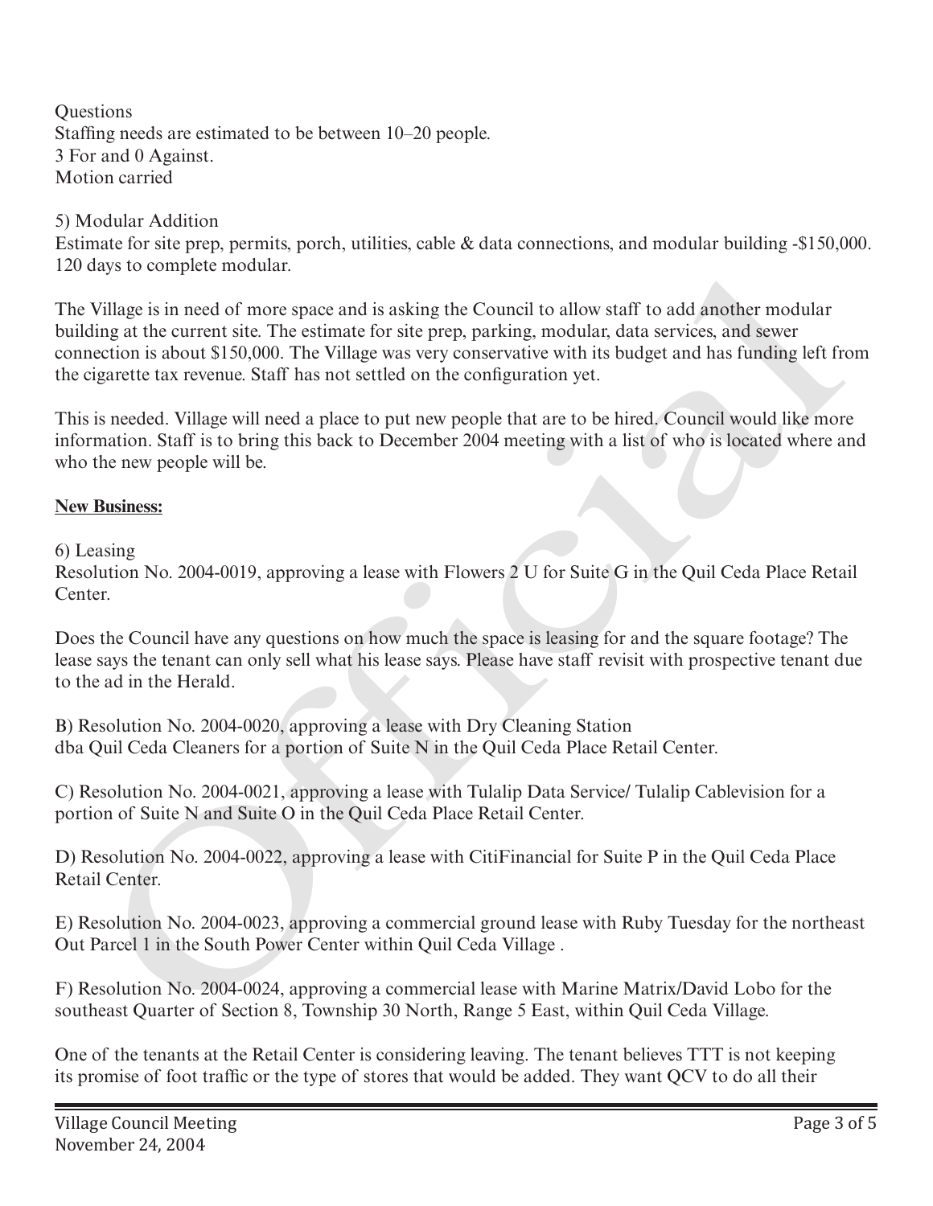Questions
Staffing needs are estimated to be between 10–20 people.
3 For and 0 Against.
Motion carried

5) Modular Addition
Estimate for site prep, permits, porch, utilities, cable & data connections, and modular building -$150,000.
120 days to complete modular.

The Village is in need of more space and is asking the Council to allow staff to add another modular building at the current site. The estimate for site prep, parking, modular, data services, and sewer connection is about $150,000. The Village was very conservative with its budget and has funding left from the cigarette tax revenue. Staff has not settled on the configuration yet.

This is needed. Village will need a place to put new people that are to be hired. Council would like more information. Staff is to bring this back to December 2004 meeting with a list of who is located where and who the new people will be.

**New Business:**

6) Leasing
Resolution No. 2004-0019, approving a lease with Flowers 2 U for Suite G in the Quil Ceda Place Retail Center.

Does the Council have any questions on how much the space is leasing for and the square footage? The lease says the tenant can only sell what his lease says. Please have staff revisit with prospective tenant due to the ad in the Herald.

B) Resolution No. 2004-0020, approving a lease with Dry Cleaning Station
dba Quil Ceda Cleaners for a portion of Suite N in the Quil Ceda Place Retail Center.

C) Resolution No. 2004-0021, approving a lease with Tulalip Data Service/ Tulalip Cablevision for a portion of Suite N and Suite O in the Quil Ceda Place Retail Center.

D) Resolution No. 2004-0022, approving a lease with CitiFinancial for Suite P in the Quil Ceda Place Retail Center.

E) Resolution No. 2004-0023, approving a commercial ground lease with Ruby Tuesday for the northeast Out Parcel 1 in the South Power Center within Quil Ceda Village .

F) Resolution No. 2004-0024, approving a commercial lease with Marine Matrix/David Lobo for the southeast Quarter of Section 8, Township 30 North, Range 5 East, within Quil Ceda Village.

One of the tenants at the Retail Center is considering leaving. The tenant believes TTT is not keeping its promise of foot traffic or the type of stores that would be added. They want QCV to do all their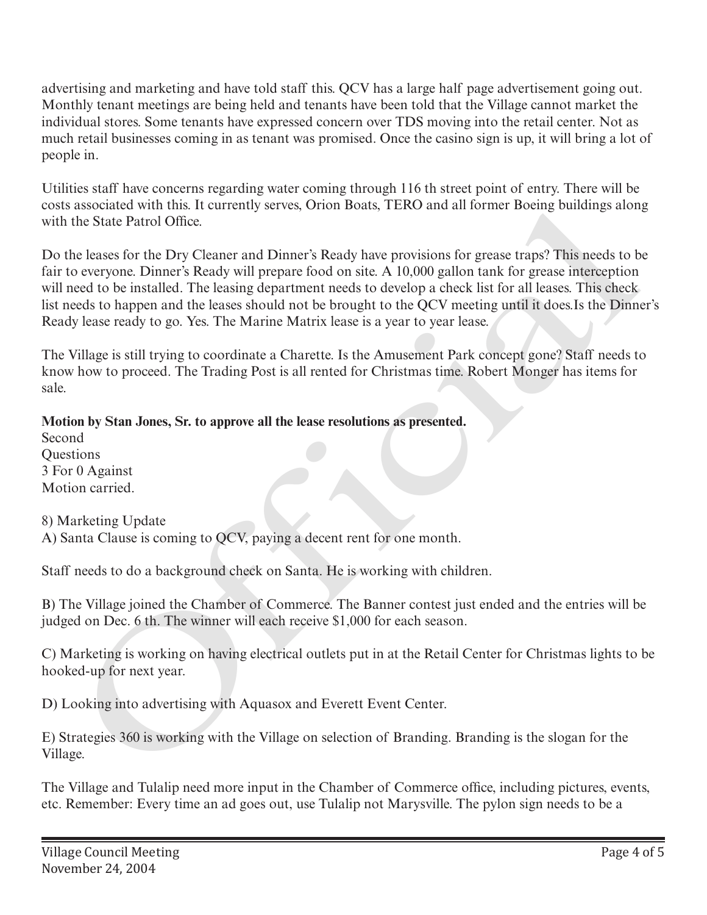advertising and marketing and have told staff this. QCV has a large half page advertisement going out. Monthly tenant meetings are being held and tenants have been told that the Village cannot market the individual stores. Some tenants have expressed concern over TDS moving into the retail center. Not as much retail businesses coming in as tenant was promised. Once the casino sign is up, it will bring a lot of people in.

Utilities staff have concerns regarding water coming through 116 th street point of entry. There will be costs associated with this. It currently serves, Orion Boats, TERO and all former Boeing buildings along with the State Patrol Office.

Do the leases for the Dry Cleaner and Dinner's Ready have provisions for grease traps? This needs to be fair to everyone. Dinner's Ready will prepare food on site. A 10,000 gallon tank for grease interception will need to be installed. The leasing department needs to develop a check list for all leases. This check list needs to happen and the leases should not be brought to the QCV meeting until it does.Is the Dinner's Ready lease ready to go. Yes. The Marine Matrix lease is a year to year lease.

The Village is still trying to coordinate a Charette. Is the Amusement Park concept gone? Staff needs to know how to proceed. The Trading Post is all rented for Christmas time. Robert Monger has items for sale.

**Motion by Stan Jones, Sr. to approve all the lease resolutions as presented.**
Second
Questions
3 For 0 Against
Motion carried.

8) Marketing Update
A) Santa Clause is coming to QCV, paying a decent rent for one month.

Staff needs to do a background check on Santa. He is working with children.

B) The Village joined the Chamber of Commerce. The Banner contest just ended and the entries will be judged on Dec. 6 th. The winner will each receive $1,000 for each season.

C) Marketing is working on having electrical outlets put in at the Retail Center for Christmas lights to be hooked-up for next year.

D) Looking into advertising with Aquasox and Everett Event Center.

E) Strategies 360 is working with the Village on selection of Branding. Branding is the slogan for the Village.

The Village and Tulalip need more input in the Chamber of Commerce office, including pictures, events, etc. Remember: Every time an ad goes out, use Tulalip not Marysville. The pylon sign needs to be a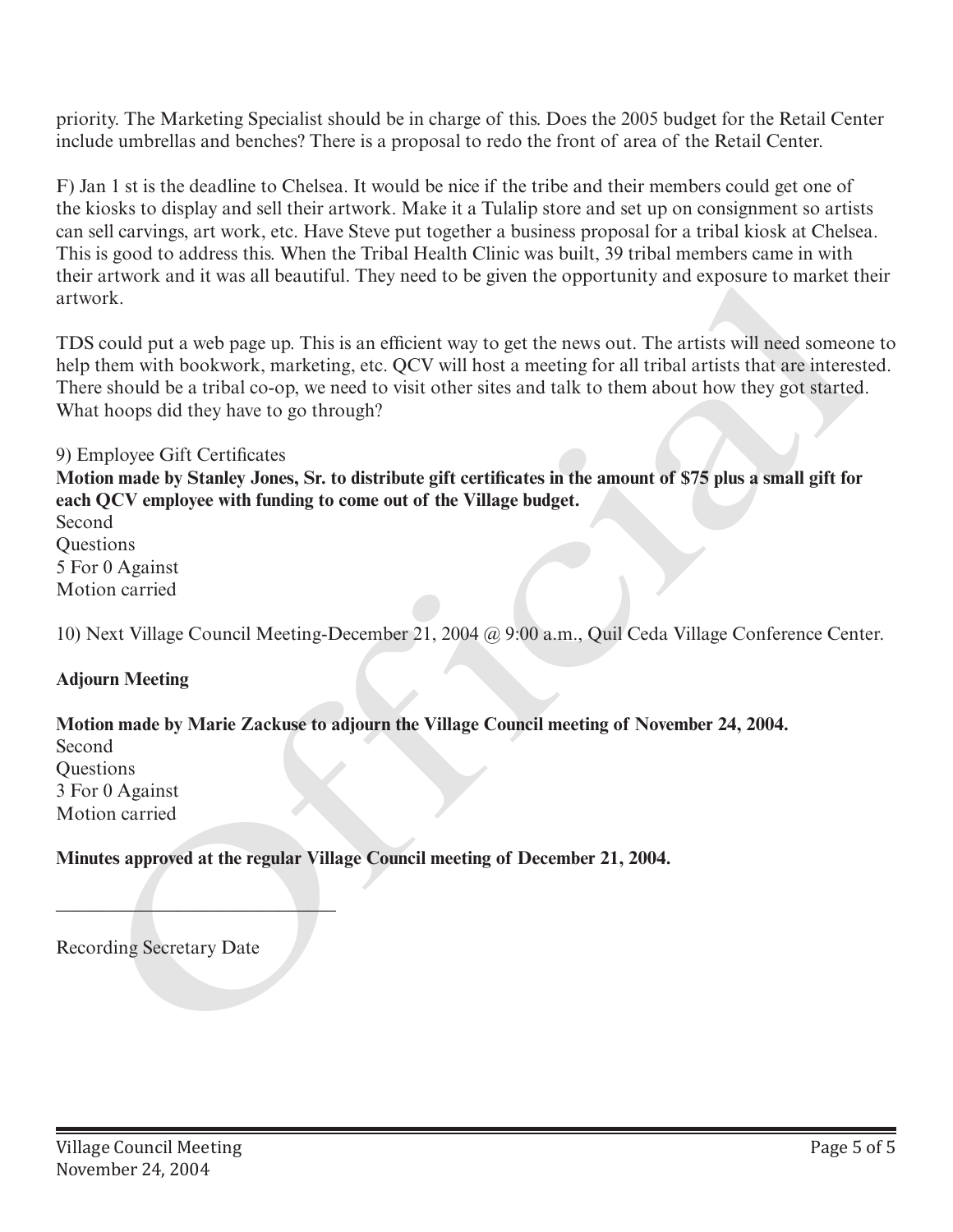priority. The Marketing Specialist should be in charge of this. Does the 2005 budget for the Retail Center include umbrellas and benches? There is a proposal to redo the front of area of the Retail Center.

F) Jan 1 st is the deadline to Chelsea. It would be nice if the tribe and their members could get one of the kiosks to display and sell their artwork. Make it a Tulalip store and set up on consignment so artists can sell carvings, art work, etc. Have Steve put together a business proposal for a tribal kiosk at Chelsea. This is good to address this. When the Tribal Health Clinic was built, 39 tribal members came in with their artwork and it was all beautiful. They need to be given the opportunity and exposure to market their artwork.

TDS could put a web page up. This is an efficient way to get the news out. The artists will need someone to help them with bookwork, marketing, etc. QCV will host a meeting for all tribal artists that are interested. There should be a tribal co-op, we need to visit other sites and talk to them about how they got started. What hoops did they have to go through?

9) Employee Gift Certificates

**Motion made by Stanley Jones, Sr. to distribute gift certificates in the amount of $75 plus a small gift for each QCV employee with funding to come out of the Village budget.**
Second
Questions
5 For 0 Against
Motion carried

10) Next Village Council Meeting-December 21, 2004 @ 9:00 a.m., Quil Ceda Village Conference Center.

**Adjourn Meeting**

**Motion made by Marie Zackuse to adjourn the Village Council meeting of November 24, 2004.**
Second
Questions
3 For 0 Against
Motion carried

**Minutes approved at the regular Village Council meeting of December 21, 2004.**

______________________________

Recording Secretary Date